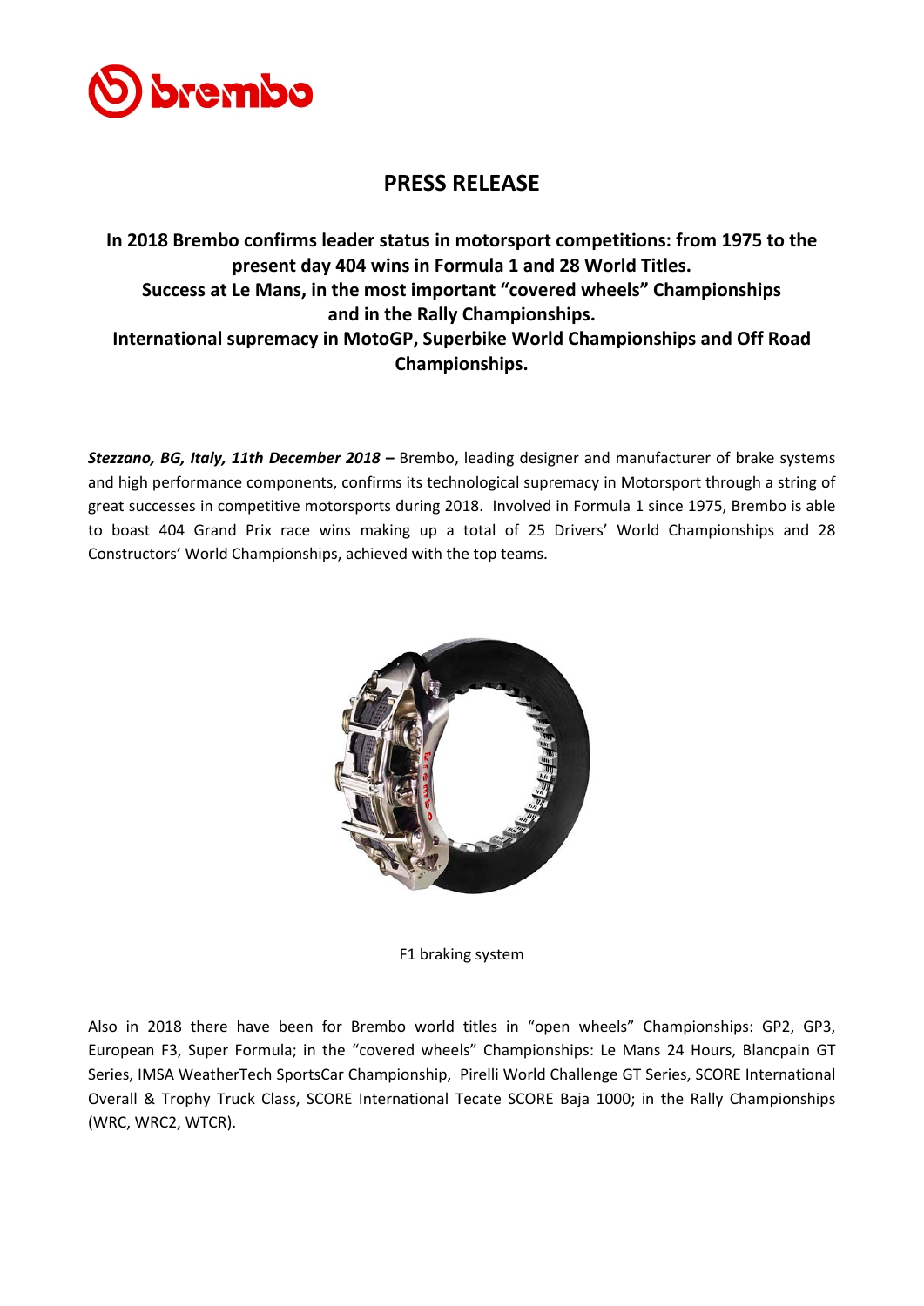# PRESS RELEASE

**In 2018 Brembo confirms leader status in motorsport competitions: from 1975 to the present day 404 wins in Formula 1 and 28 World Titles.**
**Success at Le Mans, in the most important "covered wheels" Championships and in the Rally Championships.**
**International supremacy in MotoGP, Superbike World Championships and Off Road Championships.**

***Stezzano, BG, Italy, 11th December 2018 –*** Brembo, leading designer and manufacturer of brake systems and high performance components, confirms its technological supremacy in Motorsport through a string of great successes in competitive motorsports during 2018. Involved in Formula 1 since 1975, Brembo is able to boast 404 Grand Prix race wins making up a total of 25 Drivers' World Championships and 28 Constructors' World Championships, achieved with the top teams.

F1 braking system

Also in 2018 there have been for Brembo world titles in "open wheels" Championships: GP2, GP3, European F3, Super Formula; in the "covered wheels" Championships: Le Mans 24 Hours, Blancpain GT Series, IMSA WeatherTech SportsCar Championship, Pirelli World Challenge GT Series, SCORE International Overall & Trophy Truck Class, SCORE International Tecate SCORE Baja 1000; in the Rally Championships (WRC, WRC2, WTCR).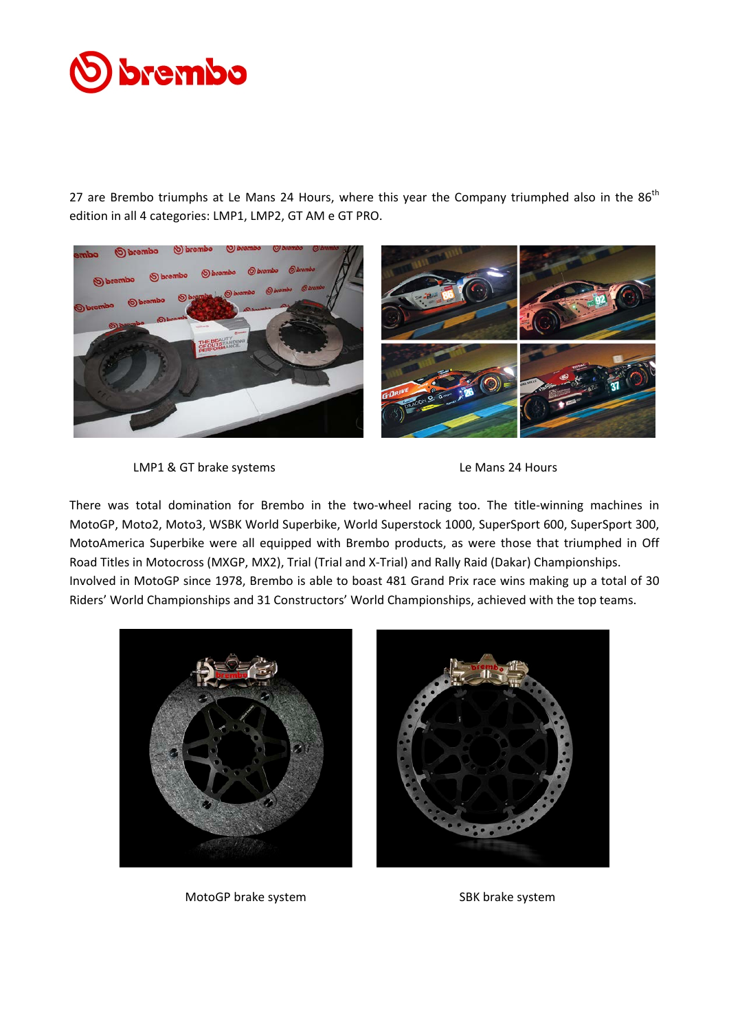27 are Brembo triumphs at Le Mans 24 Hours, where this year the Company triumphed also in the 86th edition in all 4 categories: LMP1, LMP2, GT AM e GT PRO.

LMP1 & GT brake systems

Le Mans 24 Hours

There was total domination for Brembo in the two-wheel racing too. The title-winning machines in MotoGP, Moto2, Moto3, WSBK World Superbike, World Superstock 1000, SuperSport 600, SuperSport 300, MotoAmerica Superbike were all equipped with Brembo products, as were those that triumphed in Off Road Titles in Motocross (MXGP, MX2), Trial (Trial and X-Trial) and Rally Raid (Dakar) Championships.
Involved in MotoGP since 1978, Brembo is able to boast 481 Grand Prix race wins making up a total of 30 Riders' World Championships and 31 Constructors' World Championships, achieved with the top teams.

MotoGP brake system

SBK brake system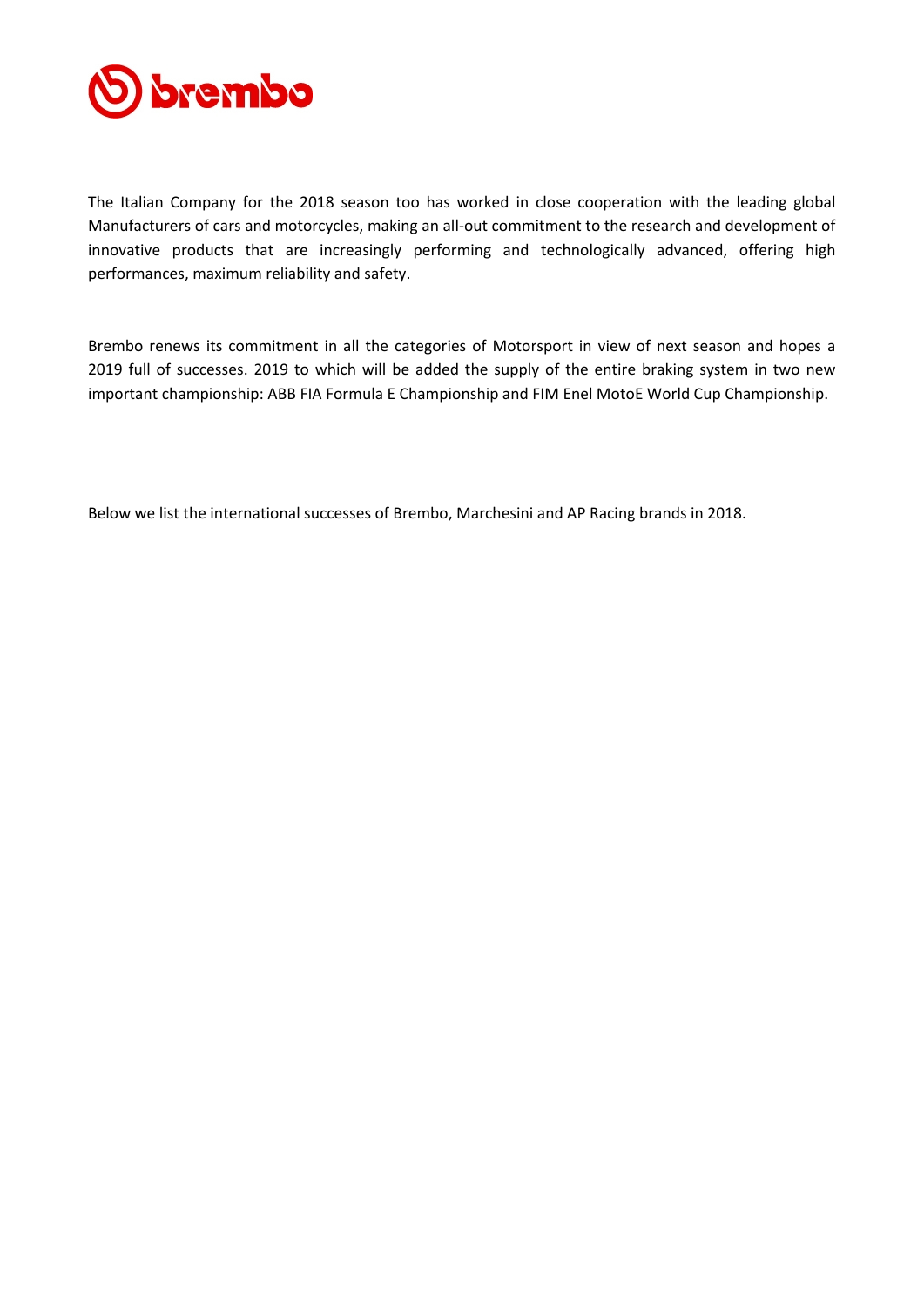The Italian Company for the 2018 season too has worked in close cooperation with the leading global Manufacturers of cars and motorcycles, making an all-out commitment to the research and development of innovative products that are increasingly performing and technologically advanced, offering high performances, maximum reliability and safety.

Brembo renews its commitment in all the categories of Motorsport in view of next season and hopes a 2019 full of successes. 2019 to which will be added the supply of the entire braking system in two new important championship: ABB FIA Formula E Championship and FIM Enel MotoE World Cup Championship.

Below we list the international successes of Brembo, Marchesini and AP Racing brands in 2018.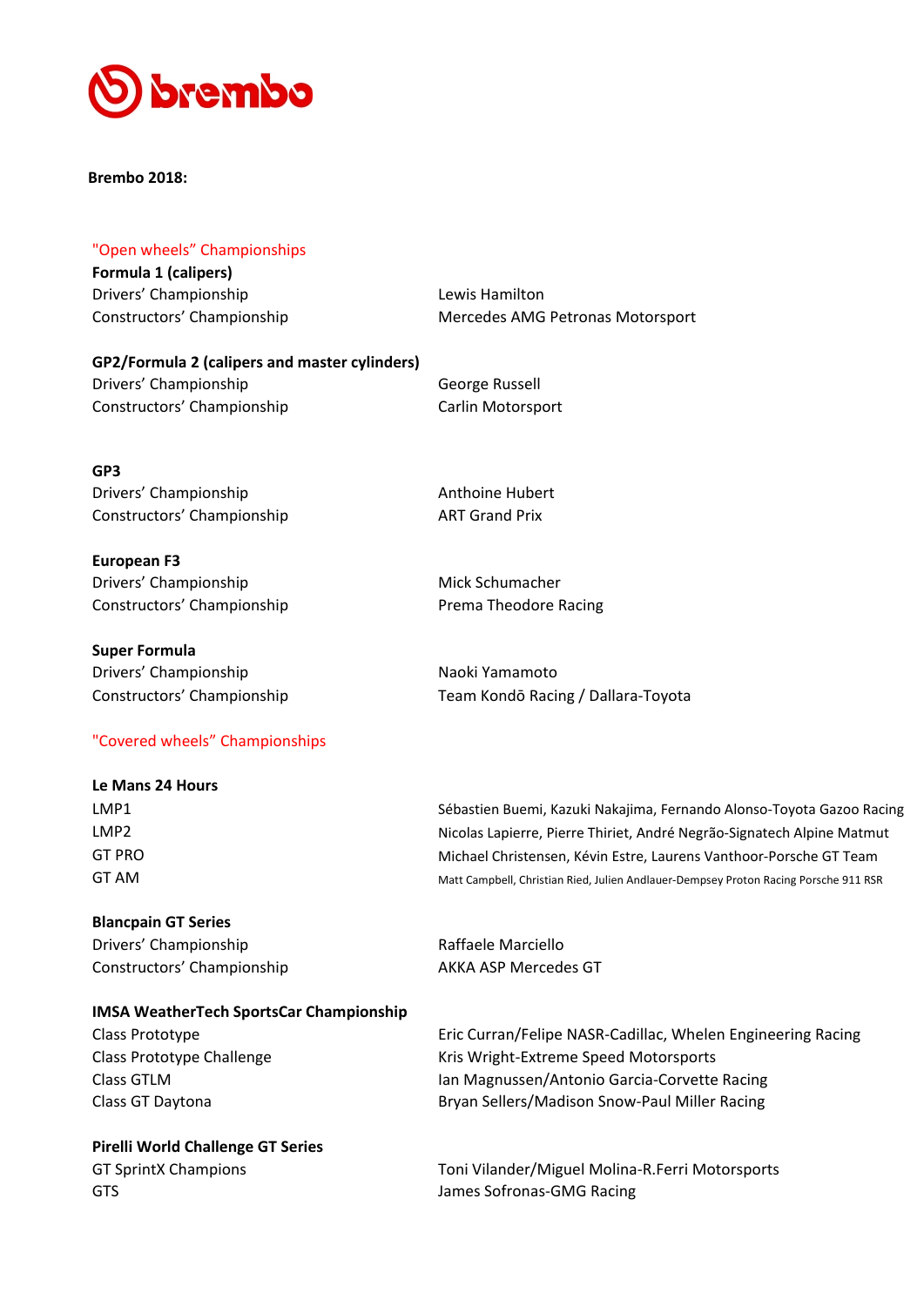**Brembo 2018:**

"Open wheels" Championships

**Formula 1 (calipers)**

| | |
|---|---|
| Drivers' Championship | Lewis Hamilton |
| Constructors' Championship | Mercedes AMG Petronas Motorsport |

**GP2/Formula 2 (calipers and master cylinders)**

| | |
|---|---|
| Drivers' Championship | George Russell |
| Constructors' Championship | Carlin Motorsport |

**GP3**

| | |
|---|---|
| Drivers' Championship | Anthoine Hubert |
| Constructors' Championship | ART Grand Prix |

**European F3**

| | |
|---|---|
| Drivers' Championship | Mick Schumacher |
| Constructors' Championship | Prema Theodore Racing |

**Super Formula**

| | |
|---|---|
| Drivers' Championship | Naoki Yamamoto |
| Constructors' Championship | Team Kondō Racing / Dallara-Toyota |

"Covered wheels" Championships

**Le Mans 24 Hours**

| | |
|---|---|
| LMP1 | Sébastien Buemi, Kazuki Nakajima, Fernando Alonso-Toyota Gazoo Racing |
| LMP2 | Nicolas Lapierre, Pierre Thiriet, André Negrão-Signatech Alpine Matmut |
| GT PRO | Michael Christensen, Kévin Estre, Laurens Vanthoor-Porsche GT Team |
| GT AM | Matt Campbell, Christian Ried, Julien Andlauer-Dempsey Proton Racing Porsche 911 RSR |

**Blancpain GT Series**

| | |
|---|---|
| Drivers' Championship | Raffaele Marciello |
| Constructors' Championship | AKKA ASP Mercedes GT |

**IMSA WeatherTech SportsCar Championship**

| | |
|---|---|
| Class Prototype | Eric Curran/Felipe NASR-Cadillac, Whelen Engineering Racing |
| Class Prototype Challenge | Kris Wright-Extreme Speed Motorsports |
| Class GTLM | Ian Magnussen/Antonio Garcia-Corvette Racing |
| Class GT Daytona | Bryan Sellers/Madison Snow-Paul Miller Racing |

**Pirelli World Challenge GT Series**

| | |
|---|---|
| GT SprintX Champions | Toni Vilander/Miguel Molina-R.Ferri Motorsports |
| GTS | James Sofronas-GMG Racing |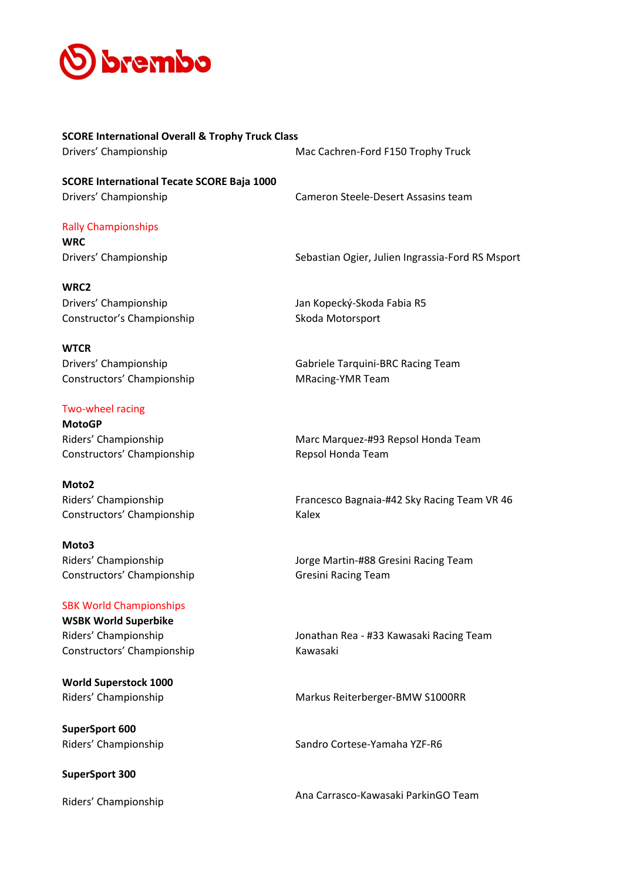**SCORE International Overall & Trophy Truck Class**

| | |
|---|---|
| Drivers' Championship | Mac Cachren-Ford F150 Trophy Truck |

**SCORE International Tecate SCORE Baja 1000**

| | |
|---|---|
| Drivers' Championship | Cameron Steele-Desert Assasins team |

## Rally Championships

**WRC**

| | |
|---|---|
| Drivers' Championship | Sebastian Ogier, Julien Ingrassia-Ford RS Msport |

**WRC2**

| | |
|---|---|
| Drivers' Championship | Jan Kopecký-Skoda Fabia R5 |
| Constructor's Championship | Skoda Motorsport |

**WTCR**

| | |
|---|---|
| Drivers' Championship | Gabriele Tarquini-BRC Racing Team |
| Constructors' Championship | MRacing-YMR Team |

## Two-wheel racing

**MotoGP**

| | |
|---|---|
| Riders' Championship | Marc Marquez-#93 Repsol Honda Team |
| Constructors' Championship | Repsol Honda Team |

**Moto2**

| | |
|---|---|
| Riders' Championship | Francesco Bagnaia-#42 Sky Racing Team VR 46 |
| Constructors' Championship | Kalex |

**Moto3**

| | |
|---|---|
| Riders' Championship | Jorge Martin-#88 Gresini Racing Team |
| Constructors' Championship | Gresini Racing Team |

## SBK World Championships

**WSBK World Superbike**

| | |
|---|---|
| Riders' Championship | Jonathan Rea - #33 Kawasaki Racing Team |
| Constructors' Championship | Kawasaki |

**World Superstock 1000**

| | |
|---|---|
| Riders' Championship | Markus Reiterberger-BMW S1000RR |

**SuperSport 600**

| | |
|---|---|
| Riders' Championship | Sandro Cortese-Yamaha YZF-R6 |

**SuperSport 300**

| | |
|---|---|
| Riders' Championship | Ana Carrasco-Kawasaki ParkinGO Team |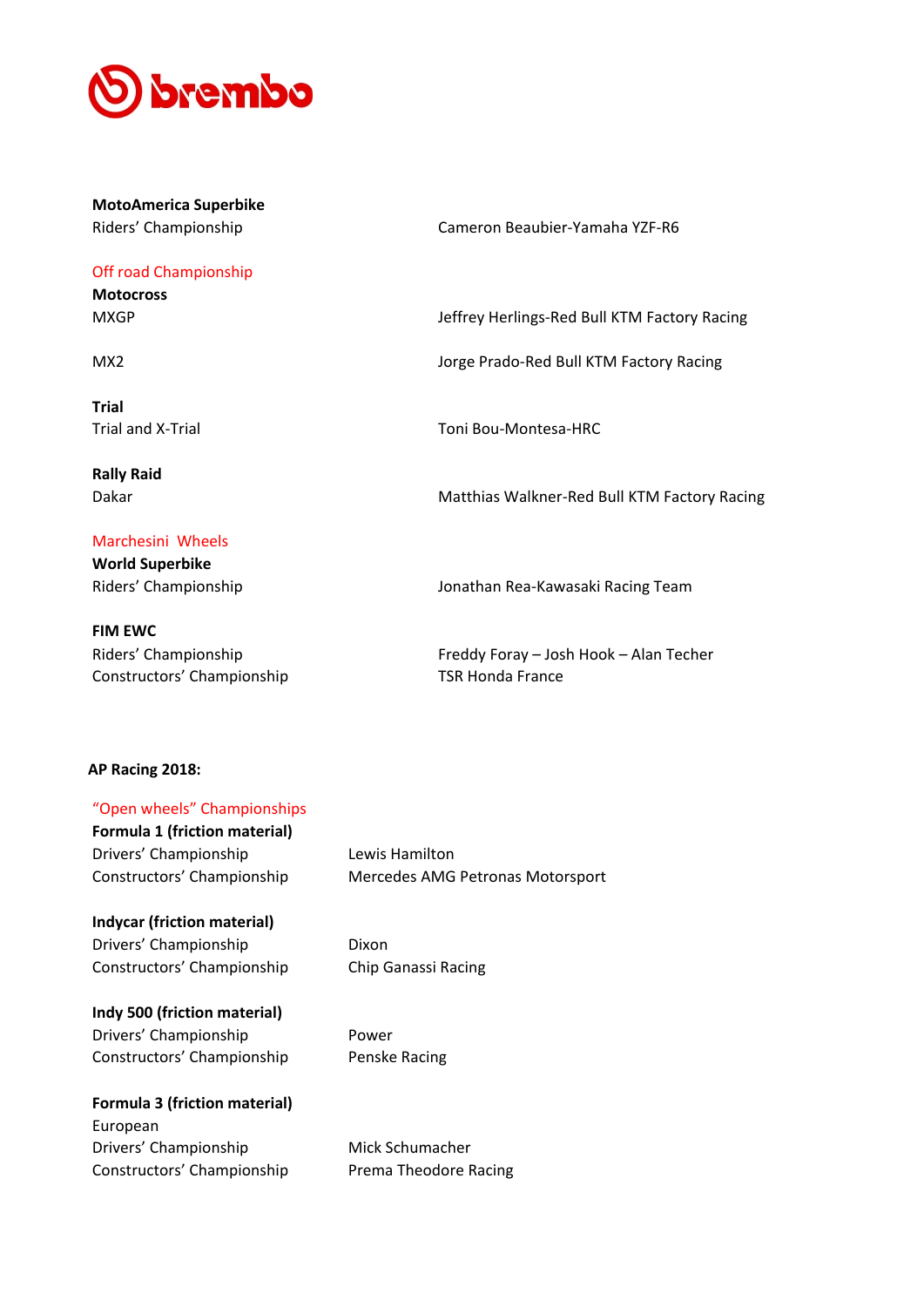**MotoAmerica Superbike**

| | |
|---|---|
| Riders' Championship | Cameron Beaubier-Yamaha YZF-R6 |

Off road Championship

**Motocross**

| | |
|---|---|
| MXGP | Jeffrey Herlings-Red Bull KTM Factory Racing |
| MX2 | Jorge Prado-Red Bull KTM Factory Racing |

**Trial**

| | |
|---|---|
| Trial and X-Trial | Toni Bou-Montesa-HRC |

**Rally Raid**

| | |
|---|---|
| Dakar | Matthias Walkner-Red Bull KTM Factory Racing |

Marchesini Wheels

**World Superbike**

| | |
|---|---|
| Riders' Championship | Jonathan Rea-Kawasaki Racing Team |

**FIM EWC**

| | |
|---|---|
| Riders' Championship | Freddy Foray – Josh Hook – Alan Techer |
| Constructors' Championship | TSR Honda France |

**AP Racing 2018:**

"Open wheels" Championships

**Formula 1 (friction material)**

| | |
|---|---|
| Drivers' Championship | Lewis Hamilton |
| Constructors' Championship | Mercedes AMG Petronas Motorsport |

**Indycar (friction material)**

| | |
|---|---|
| Drivers' Championship | Dixon |
| Constructors' Championship | Chip Ganassi Racing |

**Indy 500 (friction material)**

| | |
|---|---|
| Drivers' Championship | Power |
| Constructors' Championship | Penske Racing |

**Formula 3 (friction material)**

European

| | |
|---|---|
| Drivers' Championship | Mick Schumacher |
| Constructors' Championship | Prema Theodore Racing |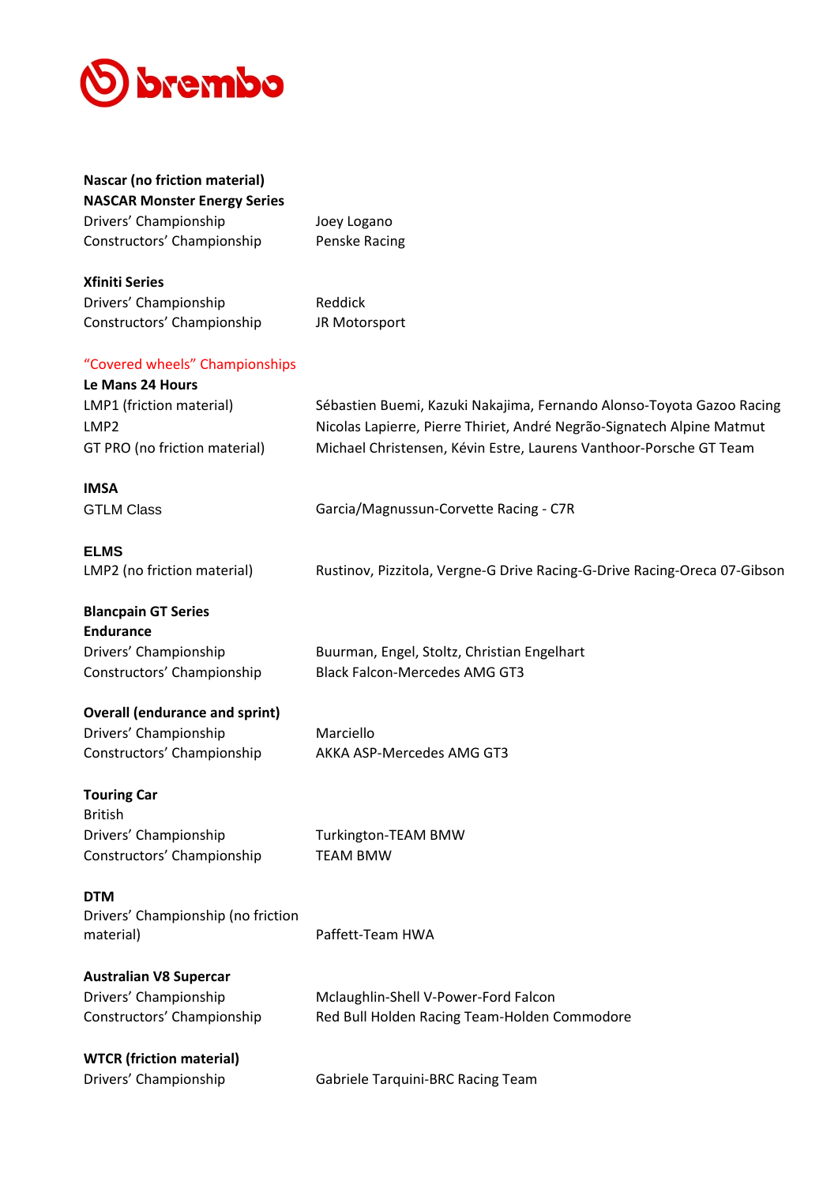**Nascar (no friction material)**
**NASCAR Monster Energy Series**

| | |
|---|---|
| Drivers' Championship | Joey Logano |
| Constructors' Championship | Penske Racing |

**Xfiniti Series**

| | |
|---|---|
| Drivers' Championship | Reddick |
| Constructors' Championship | JR Motorsport |

"Covered wheels" Championships

**Le Mans 24 Hours**

| | |
|---|---|
| LMP1 (friction material) | Sébastien Buemi, Kazuki Nakajima, Fernando Alonso-Toyota Gazoo Racing |
| LMP2 | Nicolas Lapierre, Pierre Thiriet, André Negrão-Signatech Alpine Matmut |
| GT PRO (no friction material) | Michael Christensen, Kévin Estre, Laurens Vanthoor-Porsche GT Team |

**IMSA**

| | |
|---|---|
| GTLM Class | Garcia/Magnussun-Corvette Racing - C7R |

**ELMS**

| | |
|---|---|
| LMP2 (no friction material) | Rustinov, Pizzitola, Vergne-G Drive Racing-G-Drive Racing-Oreca 07-Gibson |

**Blancpain GT Series**
**Endurance**

| | |
|---|---|
| Drivers' Championship | Buurman, Engel, Stoltz, Christian Engelhart |
| Constructors' Championship | Black Falcon-Mercedes AMG GT3 |

**Overall (endurance and sprint)**

| | |
|---|---|
| Drivers' Championship | Marciello |
| Constructors' Championship | AKKA ASP-Mercedes AMG GT3 |

**Touring Car**
British

| | |
|---|---|
| Drivers' Championship | Turkington-TEAM BMW |
| Constructors' Championship | TEAM BMW |

**DTM**

| | |
|---|---|
| Drivers' Championship (no friction material) | Paffett-Team HWA |

**Australian V8 Supercar**

| | |
|---|---|
| Drivers' Championship | Mclaughlin-Shell V-Power-Ford Falcon |
| Constructors' Championship | Red Bull Holden Racing Team-Holden Commodore |

**WTCR (friction material)**

| | |
|---|---|
| Drivers' Championship | Gabriele Tarquini-BRC Racing Team |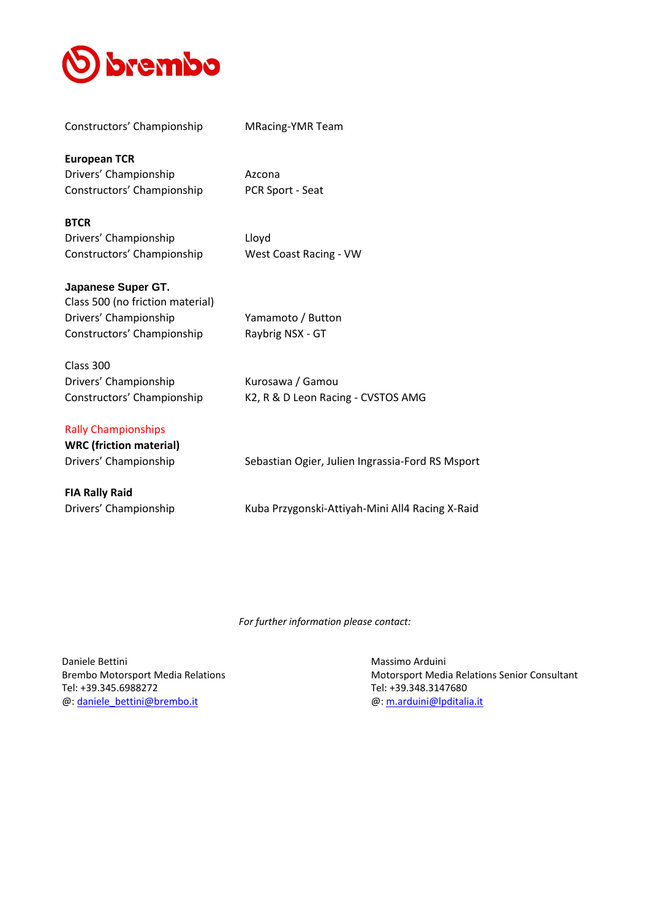| | |
|---|---|
| Constructors' Championship | MRacing-YMR Team |
| **European TCR** | |
| Drivers' Championship | Azcona |
| Constructors' Championship | PCR Sport - Seat |
| **BTCR** | |
| Drivers' Championship | Lloyd |
| Constructors' Championship | West Coast Racing - VW |
| **Japanese Super GT.** | |
| Class 500 (no friction material) | |
| Drivers' Championship | Yamamoto / Button |
| Constructors' Championship | Raybrig NSX - GT |
| Class 300 | |
| Drivers' Championship | Kurosawa / Gamou |
| Constructors' Championship | K2, R & D Leon Racing - CVSTOS AMG |
| Rally Championships | |
| **WRC (friction material)** | |
| Drivers' Championship | Sebastian Ogier, Julien Ingrassia-Ford RS Msport |
| **FIA Rally Raid** | |
| Drivers' Championship | Kuba Przygonski-Attiyah-Mini All4 Racing X-Raid |

*For further information please contact:*

Daniele Bettini
Brembo Motorsport Media Relations
Tel: +39.345.6988272
@: daniele_bettini@brembo.it

Massimo Arduini
Motorsport Media Relations Senior Consultant
Tel: +39.348.3147680
@: m.arduini@lpditalia.it